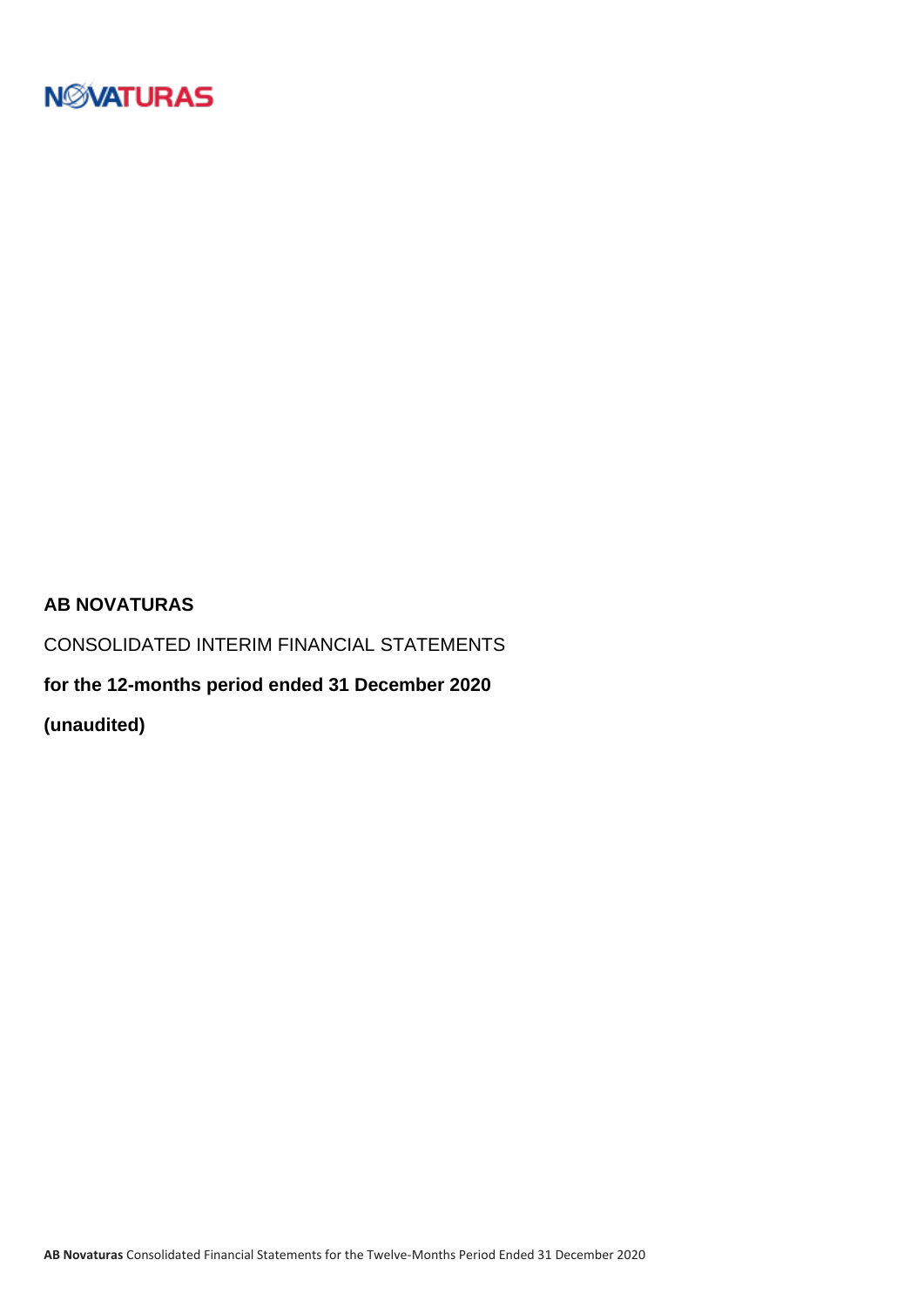NOVATURAS

**AB NOVATURAS**

CONSOLIDATED INTERIM FINANCIAL STATEMENTS

**for the 12-months period ended 31 December 2020**

**(unaudited)**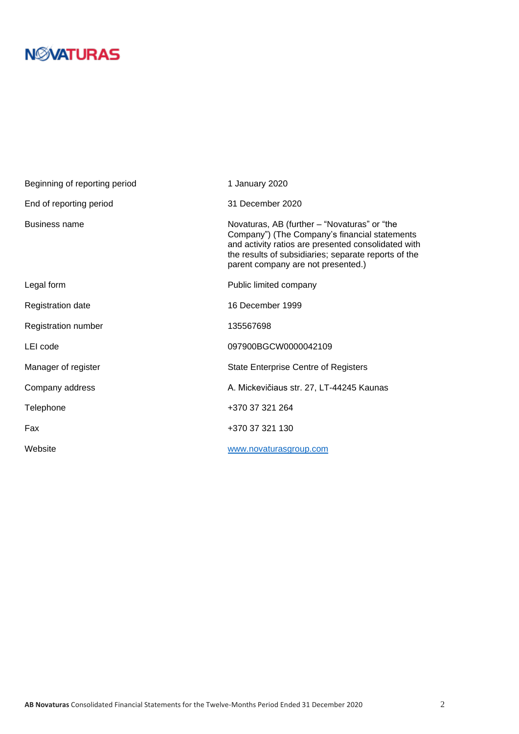| | |
|---|---|
| Beginning of reporting period | 1 January 2020 |
| End of reporting period | 31 December 2020 |
| Business name | Novaturas, AB (further – "Novaturas" or "the Company") (The Company's financial statements and activity ratios are presented consolidated with the results of subsidiaries; separate reports of the parent company are not presented.) |
| Legal form | Public limited company |
| Registration date | 16 December 1999 |
| Registration number | 135567698 |
| LEI code | 097900BGCW0000042109 |
| Manager of register | State Enterprise Centre of Registers |
| Company address | A. Mickevičiaus str. 27, LT-44245 Kaunas |
| Telephone | +370 37 321 264 |
| Fax | +370 37 321 130 |
| Website | www.novaturasgroup.com |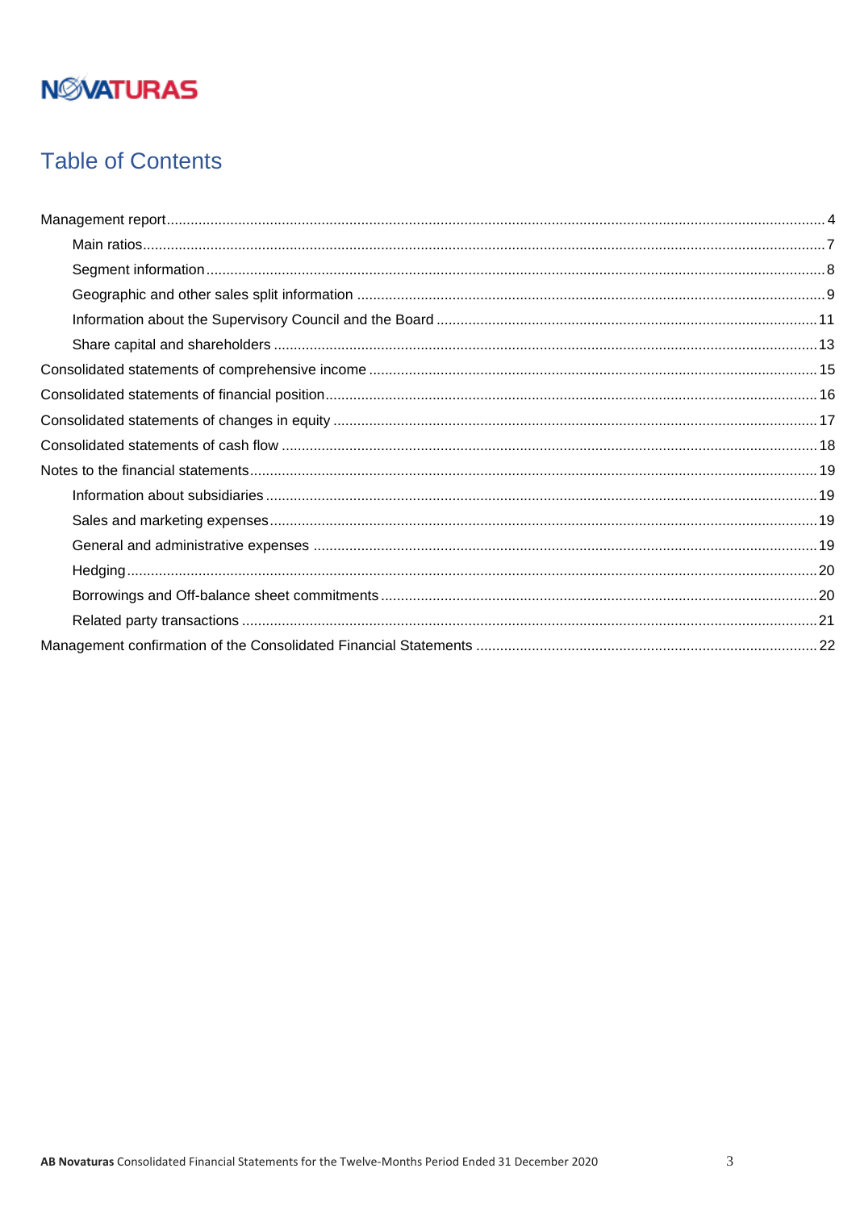NOVATURAS

# Table of Contents

- Management report ... 4
  - Main ratios ... 7
  - Segment information ... 8
  - Geographic and other sales split information ... 9
  - Information about the Supervisory Council and the Board ... 11
  - Share capital and shareholders ... 13
- Consolidated statements of comprehensive income ... 15
- Consolidated statements of financial position ... 16
- Consolidated statements of changes in equity ... 17
- Consolidated statements of cash flow ... 18
- Notes to the financial statements ... 19
  - Information about subsidiaries ... 19
  - Sales and marketing expenses ... 19
  - General and administrative expenses ... 19
  - Hedging ... 20
  - Borrowings and Off-balance sheet commitments ... 20
  - Related party transactions ... 21
- Management confirmation of the Consolidated Financial Statements ... 22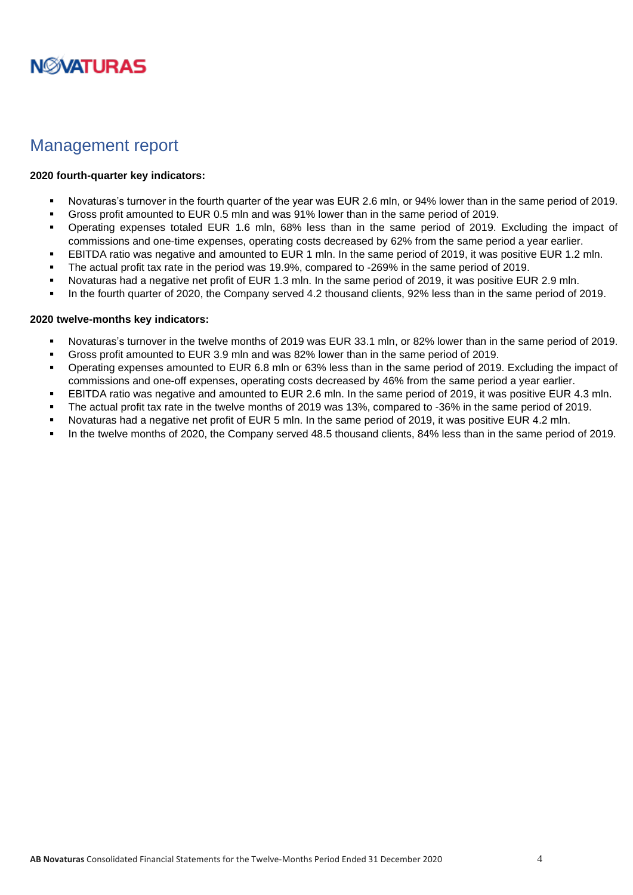## Management report

**2020 fourth-quarter key indicators:**

- Novaturas's turnover in the fourth quarter of the year was EUR 2.6 mln, or 94% lower than in the same period of 2019.
- Gross profit amounted to EUR 0.5 mln and was 91% lower than in the same period of 2019.
- Operating expenses totaled EUR 1.6 mln, 68% less than in the same period of 2019. Excluding the impact of commissions and one-time expenses, operating costs decreased by 62% from the same period a year earlier.
- EBITDA ratio was negative and amounted to EUR 1 mln. In the same period of 2019, it was positive EUR 1.2 mln.
- The actual profit tax rate in the period was 19.9%, compared to -269% in the same period of 2019.
- Novaturas had a negative net profit of EUR 1.3 mln. In the same period of 2019, it was positive EUR 2.9 mln.
- In the fourth quarter of 2020, the Company served 4.2 thousand clients, 92% less than in the same period of 2019.

**2020 twelve-months key indicators:**

- Novaturas's turnover in the twelve months of 2019 was EUR 33.1 mln, or 82% lower than in the same period of 2019.
- Gross profit amounted to EUR 3.9 mln and was 82% lower than in the same period of 2019.
- Operating expenses amounted to EUR 6.8 mln or 63% less than in the same period of 2019. Excluding the impact of commissions and one-off expenses, operating costs decreased by 46% from the same period a year earlier.
- EBITDA ratio was negative and amounted to EUR 2.6 mln. In the same period of 2019, it was positive EUR 4.3 mln.
- The actual profit tax rate in the twelve months of 2019 was 13%, compared to -36% in the same period of 2019.
- Novaturas had a negative net profit of EUR 5 mln. In the same period of 2019, it was positive EUR 4.2 mln.
- In the twelve months of 2020, the Company served 48.5 thousand clients, 84% less than in the same period of 2019.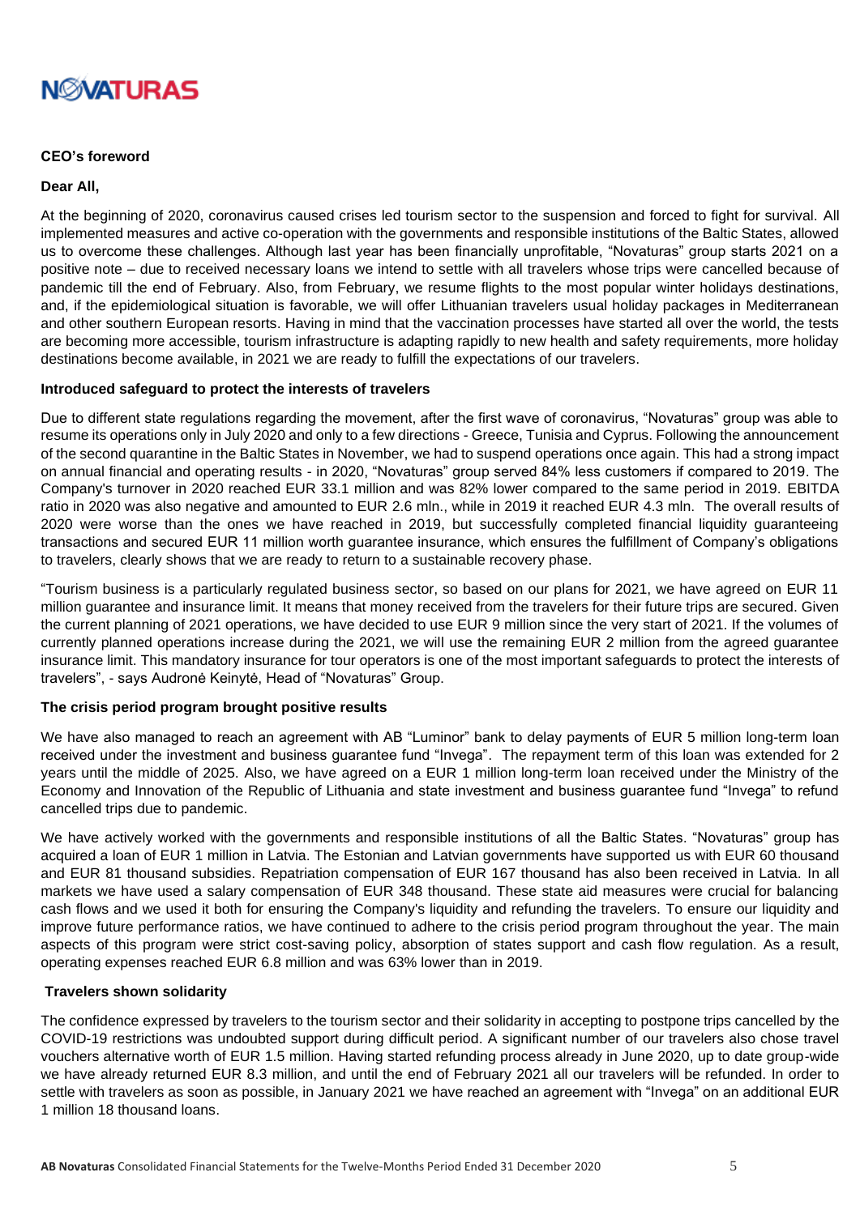**CEO's foreword**

**Dear All,**

At the beginning of 2020, coronavirus caused crises led tourism sector to the suspension and forced to fight for survival. All implemented measures and active co-operation with the governments and responsible institutions of the Baltic States, allowed us to overcome these challenges. Although last year has been financially unprofitable, "Novaturas" group starts 2021 on a positive note – due to received necessary loans we intend to settle with all travelers whose trips were cancelled because of pandemic till the end of February. Also, from February, we resume flights to the most popular winter holidays destinations, and, if the epidemiological situation is favorable, we will offer Lithuanian travelers usual holiday packages in Mediterranean and other southern European resorts. Having in mind that the vaccination processes have started all over the world, the tests are becoming more accessible, tourism infrastructure is adapting rapidly to new health and safety requirements, more holiday destinations become available, in 2021 we are ready to fulfill the expectations of our travelers.

**Introduced safeguard to protect the interests of travelers**

Due to different state regulations regarding the movement, after the first wave of coronavirus, "Novaturas" group was able to resume its operations only in July 2020 and only to a few directions - Greece, Tunisia and Cyprus. Following the announcement of the second quarantine in the Baltic States in November, we had to suspend operations once again. This had a strong impact on annual financial and operating results - in 2020, "Novaturas" group served 84% less customers if compared to 2019. The Company's turnover in 2020 reached EUR 33.1 million and was 82% lower compared to the same period in 2019. EBITDA ratio in 2020 was also negative and amounted to EUR 2.6 mln., while in 2019 it reached EUR 4.3 mln. The overall results of 2020 were worse than the ones we have reached in 2019, but successfully completed financial liquidity guaranteeing transactions and secured EUR 11 million worth guarantee insurance, which ensures the fulfillment of Company's obligations to travelers, clearly shows that we are ready to return to a sustainable recovery phase.

"Tourism business is a particularly regulated business sector, so based on our plans for 2021, we have agreed on EUR 11 million guarantee and insurance limit. It means that money received from the travelers for their future trips are secured. Given the current planning of 2021 operations, we have decided to use EUR 9 million since the very start of 2021. If the volumes of currently planned operations increase during the 2021, we will use the remaining EUR 2 million from the agreed guarantee insurance limit. This mandatory insurance for tour operators is one of the most important safeguards to protect the interests of travelers", - says Audronė Keinytė, Head of "Novaturas" Group.

**The crisis period program brought positive results**

We have also managed to reach an agreement with AB "Luminor" bank to delay payments of EUR 5 million long-term loan received under the investment and business guarantee fund "Invega". The repayment term of this loan was extended for 2 years until the middle of 2025. Also, we have agreed on a EUR 1 million long-term loan received under the Ministry of the Economy and Innovation of the Republic of Lithuania and state investment and business guarantee fund "Invega" to refund cancelled trips due to pandemic.

We have actively worked with the governments and responsible institutions of all the Baltic States. "Novaturas" group has acquired a loan of EUR 1 million in Latvia. The Estonian and Latvian governments have supported us with EUR 60 thousand and EUR 81 thousand subsidies. Repatriation compensation of EUR 167 thousand has also been received in Latvia. In all markets we have used a salary compensation of EUR 348 thousand. These state aid measures were crucial for balancing cash flows and we used it both for ensuring the Company's liquidity and refunding the travelers. To ensure our liquidity and improve future performance ratios, we have continued to adhere to the crisis period program throughout the year. The main aspects of this program were strict cost-saving policy, absorption of states support and cash flow regulation. As a result, operating expenses reached EUR 6.8 million and was 63% lower than in 2019.

**Travelers shown solidarity**

The confidence expressed by travelers to the tourism sector and their solidarity in accepting to postpone trips cancelled by the COVID-19 restrictions was undoubted support during difficult period. A significant number of our travelers also chose travel vouchers alternative worth of EUR 1.5 million. Having started refunding process already in June 2020, up to date group-wide we have already returned EUR 8.3 million, and until the end of February 2021 all our travelers will be refunded. In order to settle with travelers as soon as possible, in January 2021 we have reached an agreement with "Invega" on an additional EUR 1 million 18 thousand loans.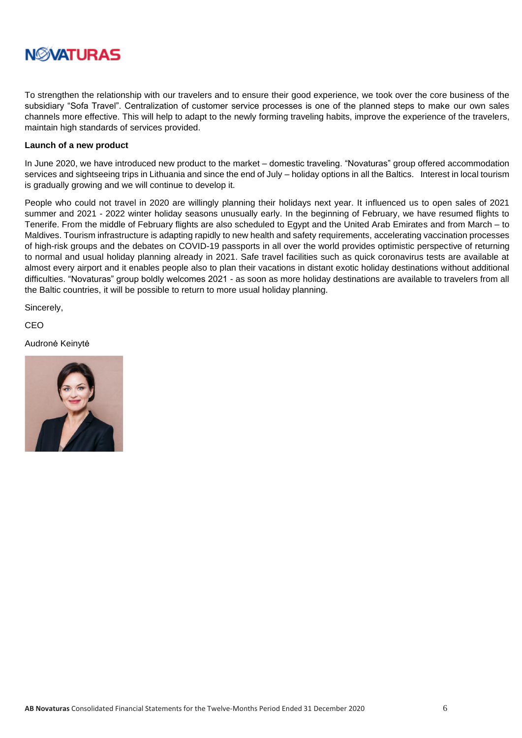To strengthen the relationship with our travelers and to ensure their good experience, we took over the core business of the subsidiary "Sofa Travel". Centralization of customer service processes is one of the planned steps to make our own sales channels more effective. This will help to adapt to the newly forming traveling habits, improve the experience of the travelers, maintain high standards of services provided.

**Launch of a new product**

In June 2020, we have introduced new product to the market – domestic traveling. "Novaturas" group offered accommodation services and sightseeing trips in Lithuania and since the end of July – holiday options in all the Baltics. Interest in local tourism is gradually growing and we will continue to develop it.

People who could not travel in 2020 are willingly planning their holidays next year. It influenced us to open sales of 2021 summer and 2021 - 2022 winter holiday seasons unusually early. In the beginning of February, we have resumed flights to Tenerife. From the middle of February flights are also scheduled to Egypt and the United Arab Emirates and from March – to Maldives. Tourism infrastructure is adapting rapidly to new health and safety requirements, accelerating vaccination processes of high-risk groups and the debates on COVID-19 passports in all over the world provides optimistic perspective of returning to normal and usual holiday planning already in 2021. Safe travel facilities such as quick coronavirus tests are available at almost every airport and it enables people also to plan their vacations in distant exotic holiday destinations without additional difficulties. "Novaturas" group boldly welcomes 2021 - as soon as more holiday destinations are available to travelers from all the Baltic countries, it will be possible to return to more usual holiday planning.

Sincerely,

CEO

Audronė Keinytė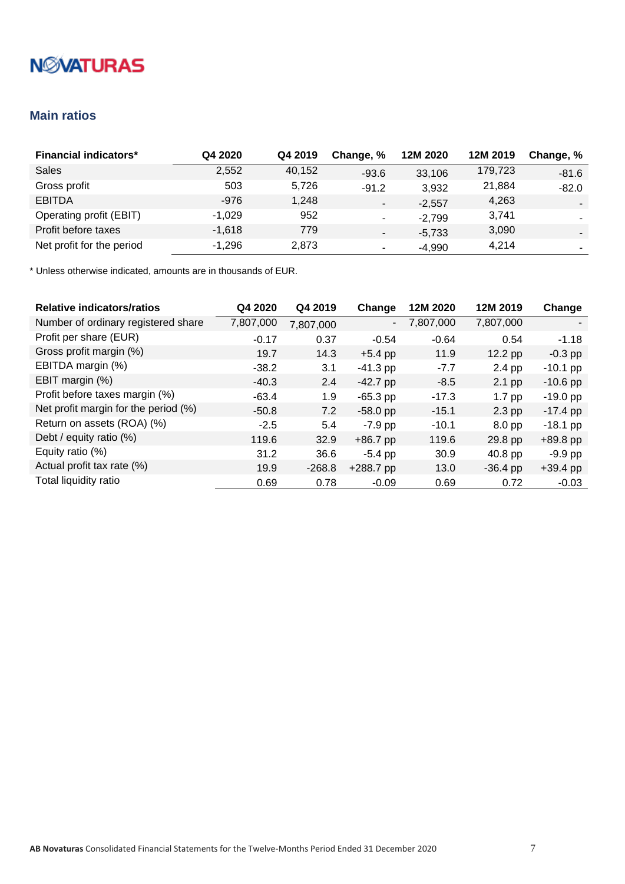## Main ratios

| Financial indicators* | Q4 2020 | Q4 2019 | Change, % | 12M 2020 | 12M 2019 | Change, % |
|---|---|---|---|---|---|---|
| Sales | 2,552 | 40,152 | -93.6 | 33,106 | 179,723 | -81.6 |
| Gross profit | 503 | 5,726 | -91.2 | 3,932 | 21,884 | -82.0 |
| EBITDA | -976 | 1,248 | - | -2,557 | 4,263 | - |
| Operating profit (EBIT) | -1,029 | 952 | - | -2,799 | 3,741 | - |
| Profit before taxes | -1,618 | 779 | - | -5,733 | 3,090 | - |
| Net profit for the period | -1,296 | 2,873 | - | -4,990 | 4,214 | - |

* Unless otherwise indicated, amounts are in thousands of EUR.

| Relative indicators/ratios | Q4 2020 | Q4 2019 | Change | 12M 2020 | 12M 2019 | Change |
|---|---|---|---|---|---|---|
| Number of ordinary registered share | 7,807,000 | 7,807,000 | - | 7,807,000 | 7,807,000 | - |
| Profit per share (EUR) | -0.17 | 0.37 | -0.54 | -0.64 | 0.54 | -1.18 |
| Gross profit margin (%) | 19.7 | 14.3 | +5.4 pp | 11.9 | 12.2 pp | -0.3 pp |
| EBITDA margin (%) | -38.2 | 3.1 | -41.3 pp | -7.7 | 2.4 pp | -10.1 pp |
| EBIT margin (%) | -40.3 | 2.4 | -42.7 pp | -8.5 | 2.1 pp | -10.6 pp |
| Profit before taxes margin (%) | -63.4 | 1.9 | -65.3 pp | -17.3 | 1.7 pp | -19.0 pp |
| Net profit margin for the period (%) | -50.8 | 7.2 | -58.0 pp | -15.1 | 2.3 pp | -17.4 pp |
| Return on assets (ROA) (%) | -2.5 | 5.4 | -7.9 pp | -10.1 | 8.0 pp | -18.1 pp |
| Debt / equity ratio (%) | 119.6 | 32.9 | +86.7 pp | 119.6 | 29.8 pp | +89.8 pp |
| Equity ratio (%) | 31.2 | 36.6 | -5.4 pp | 30.9 | 40.8 pp | -9.9 pp |
| Actual profit tax rate (%) | 19.9 | -268.8 | +288.7 pp | 13.0 | -36.4 pp | +39.4 pp |
| Total liquidity ratio | 0.69 | 0.78 | -0.09 | 0.69 | 0.72 | -0.03 |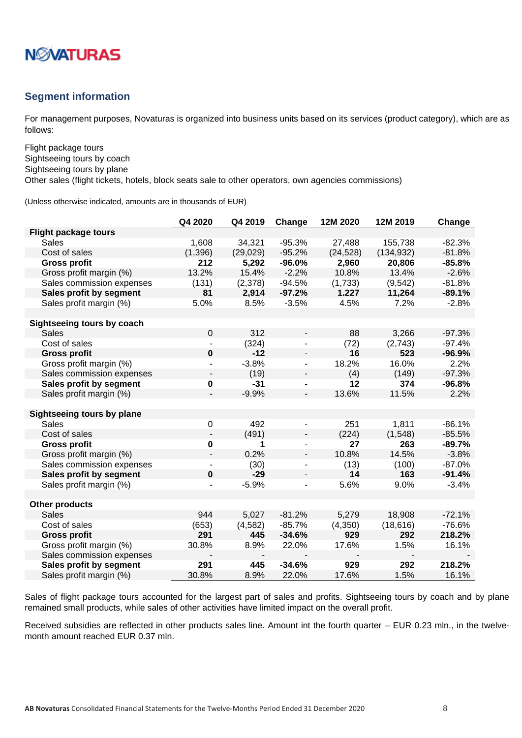## Segment information

For management purposes, Novaturas is organized into business units based on its services (product category), which are as follows:

Flight package tours
Sightseeing tours by coach
Sightseeing tours by plane
Other sales (flight tickets, hotels, block seats sale to other operators, own agencies commissions)

(Unless otherwise indicated, amounts are in thousands of EUR)

| | Q4 2020 | Q4 2019 | Change | 12M 2020 | 12M 2019 | Change |
|---|---|---|---|---|---|---|
| **Flight package tours** | | | | | | |
| Sales | 1,608 | 34,321 | -95.3% | 27,488 | 155,738 | -82.3% |
| Cost of sales | (1,396) | (29,029) | -95.2% | (24,528) | (134,932) | -81.8% |
| **Gross profit** | **212** | **5,292** | **-96.0%** | **2,960** | **20,806** | **-85.8%** |
| Gross profit margin (%) | 13.2% | 15.4% | -2.2% | 10.8% | 13.4% | -2.6% |
| Sales commission expenses | (131) | (2,378) | -94.5% | (1,733) | (9,542) | -81.8% |
| **Sales profit by segment** | **81** | **2,914** | **-97.2%** | **1.227** | **11,264** | **-89.1%** |
| Sales profit margin (%) | 5.0% | 8.5% | -3.5% | 4.5% | 7.2% | -2.8% |
| | | | | | | |
| **Sightseeing tours by coach** | | | | | | |
| Sales | 0 | 312 | - | 88 | 3,266 | -97.3% |
| Cost of sales | - | (324) | - | (72) | (2,743) | -97.4% |
| **Gross profit** | **0** | **-12** | - | **16** | **523** | **-96.9%** |
| Gross profit margin (%) | - | -3.8% | - | 18.2% | 16.0% | 2.2% |
| Sales commission expenses | - | (19) | - | (4) | (149) | -97.3% |
| **Sales profit by segment** | **0** | **-31** | - | **12** | **374** | **-96.8%** |
| Sales profit margin (%) | - | -9.9% | - | 13.6% | 11.5% | 2.2% |
| | | | | | | |
| **Sightseeing tours by plane** | | | | | | |
| Sales | 0 | 492 | - | 251 | 1,811 | -86.1% |
| Cost of sales | - | (491) | - | (224) | (1,548) | -85.5% |
| **Gross profit** | **0** | **1** | - | **27** | **263** | **-89.7%** |
| Gross profit margin (%) | - | 0.2% | - | 10.8% | 14.5% | -3.8% |
| Sales commission expenses | - | (30) | - | (13) | (100) | -87.0% |
| **Sales profit by segment** | **0** | **-29** | - | **14** | **163** | **-91.4%** |
| Sales profit margin (%) | - | -5.9% | - | 5.6% | 9.0% | -3.4% |
| | | | | | | |
| **Other products** | | | | | | |
| Sales | 944 | 5,027 | -81.2% | 5,279 | 18,908 | -72.1% |
| Cost of sales | (653) | (4,582) | -85.7% | (4,350) | (18,616) | -76.6% |
| **Gross profit** | **291** | **445** | **-34.6%** | **929** | **292** | **218.2%** |
| Gross profit margin (%) | 30.8% | 8.9% | 22.0% | 17.6% | 1.5% | 16.1% |
| Sales commission expenses | - | - | - | - | - | - |
| **Sales profit by segment** | **291** | **445** | **-34.6%** | **929** | **292** | **218.2%** |
| Sales profit margin (%) | 30.8% | 8.9% | 22.0% | 17.6% | 1.5% | 16.1% |

Sales of flight package tours accounted for the largest part of sales and profits. Sightseeing tours by coach and by plane remained small products, while sales of other activities have limited impact on the overall profit.

Received subsidies are reflected in other products sales line. Amount int the fourth quarter – EUR 0.23 mln., in the twelve-month amount reached EUR 0.37 mln.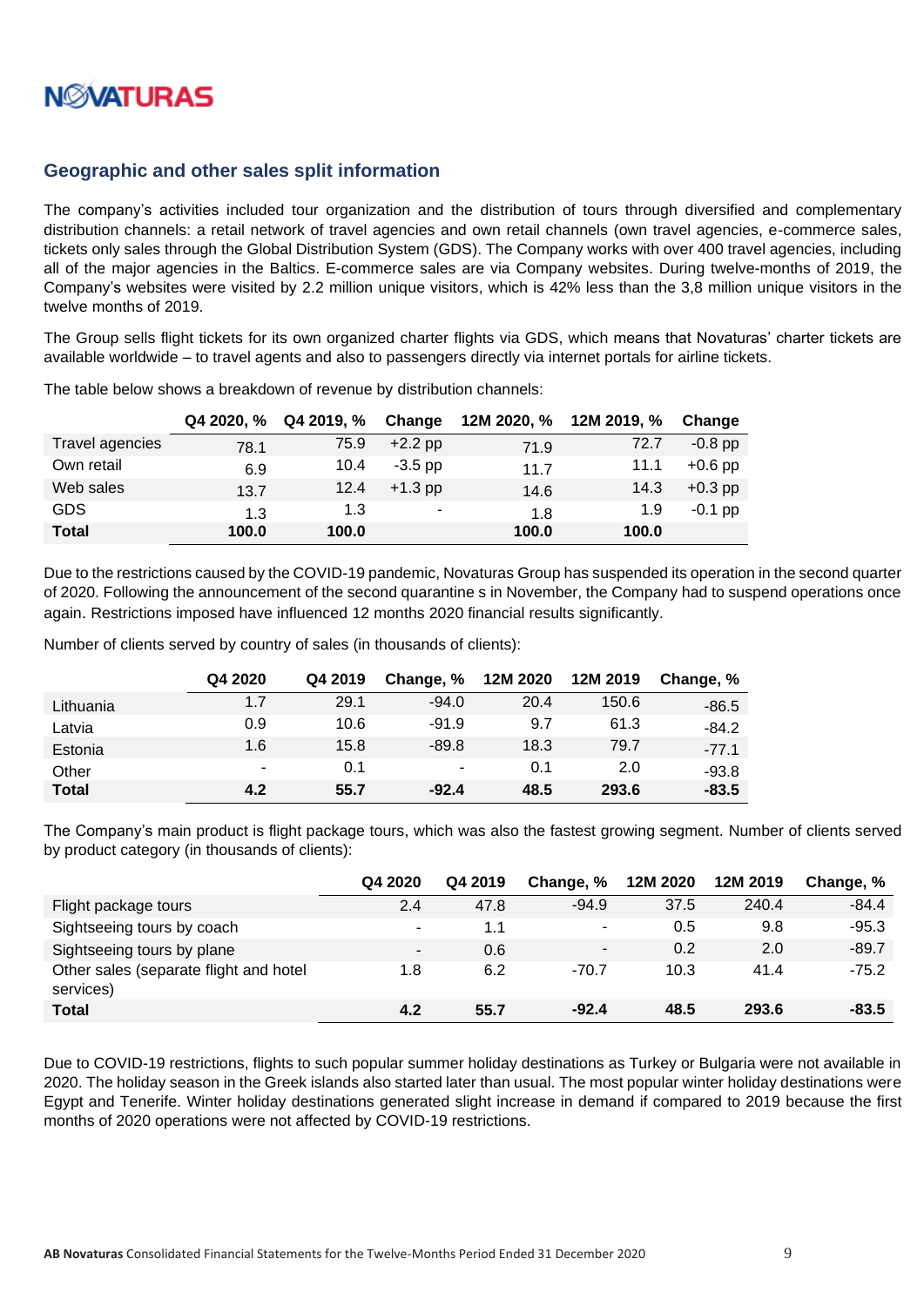## Geographic and other sales split information

The company's activities included tour organization and the distribution of tours through diversified and complementary distribution channels: a retail network of travel agencies and own retail channels (own travel agencies, e-commerce sales, tickets only sales through the Global Distribution System (GDS). The Company works with over 400 travel agencies, including all of the major agencies in the Baltics. E-commerce sales are via Company websites. During twelve-months of 2019, the Company's websites were visited by 2.2 million unique visitors, which is 42% less than the 3,8 million unique visitors in the twelve months of 2019.

The Group sells flight tickets for its own organized charter flights via GDS, which means that Novaturas' charter tickets are available worldwide – to travel agents and also to passengers directly via internet portals for airline tickets.

The table below shows a breakdown of revenue by distribution channels:

| | Q4 2020, % | Q4 2019, % | Change | 12M 2020, % | 12M 2019, % | Change |
|---|---|---|---|---|---|---|
| Travel agencies | 78.1 | 75.9 | +2.2 pp | 71.9 | 72.7 | -0.8 pp |
| Own retail | 6.9 | 10.4 | -3.5 pp | 11.7 | 11.1 | +0.6 pp |
| Web sales | 13.7 | 12.4 | +1.3 pp | 14.6 | 14.3 | +0.3 pp |
| GDS | 1.3 | 1.3 | - | 1.8 | 1.9 | -0.1 pp |
| **Total** | **100.0** | **100.0** | | **100.0** | **100.0** | |

Due to the restrictions caused by the COVID-19 pandemic, Novaturas Group has suspended its operation in the second quarter of 2020. Following the announcement of the second quarantine s in November, the Company had to suspend operations once again. Restrictions imposed have influenced 12 months 2020 financial results significantly.

Number of clients served by country of sales (in thousands of clients):

| | Q4 2020 | Q4 2019 | Change, % | 12M 2020 | 12M 2019 | Change, % |
|---|---|---|---|---|---|---|
| Lithuania | 1.7 | 29.1 | -94.0 | 20.4 | 150.6 | -86.5 |
| Latvia | 0.9 | 10.6 | -91.9 | 9.7 | 61.3 | -84.2 |
| Estonia | 1.6 | 15.8 | -89.8 | 18.3 | 79.7 | -77.1 |
| Other | - | 0.1 | - | 0.1 | 2.0 | -93.8 |
| **Total** | **4.2** | **55.7** | **-92.4** | **48.5** | **293.6** | **-83.5** |

The Company's main product is flight package tours, which was also the fastest growing segment. Number of clients served by product category (in thousands of clients):

| | Q4 2020 | Q4 2019 | Change, % | 12M 2020 | 12M 2019 | Change, % |
|---|---|---|---|---|---|---|
| Flight package tours | 2.4 | 47.8 | -94.9 | 37.5 | 240.4 | -84.4 |
| Sightseeing tours by coach | - | 1.1 | - | 0.5 | 9.8 | -95.3 |
| Sightseeing tours by plane | - | 0.6 | - | 0.2 | 2.0 | -89.7 |
| Other sales (separate flight and hotel services) | 1.8 | 6.2 | -70.7 | 10.3 | 41.4 | -75.2 |
| **Total** | **4.2** | **55.7** | **-92.4** | **48.5** | **293.6** | **-83.5** |

Due to COVID-19 restrictions, flights to such popular summer holiday destinations as Turkey or Bulgaria were not available in 2020. The holiday season in the Greek islands also started later than usual. The most popular winter holiday destinations were Egypt and Tenerife. Winter holiday destinations generated slight increase in demand if compared to 2019 because the first months of 2020 operations were not affected by COVID-19 restrictions.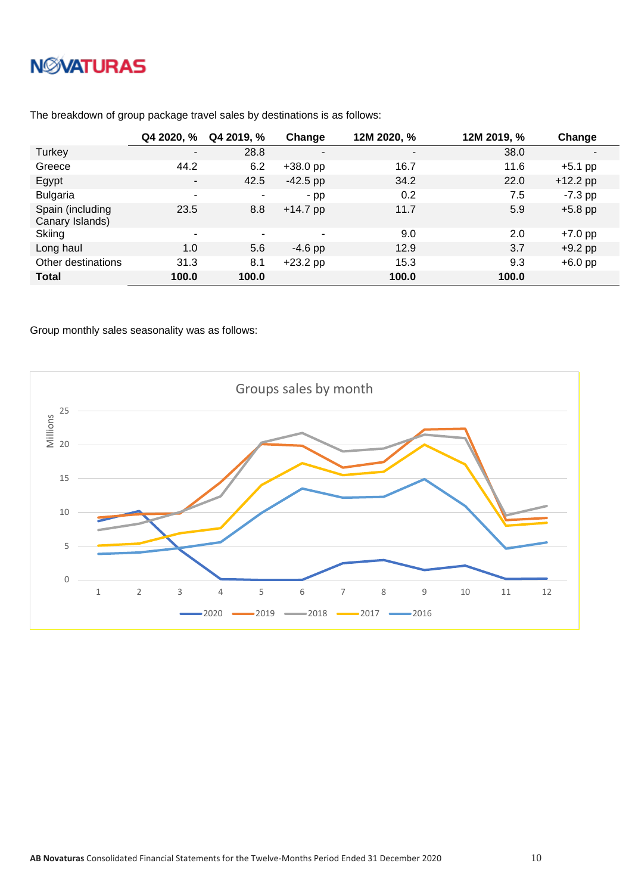The breakdown of group package travel sales by destinations is as follows:

| | Q4 2020, % | Q4 2019, % | Change | 12M 2020, % | 12M 2019, % | Change |
|---|---|---|---|---|---|---|
| Turkey | - | 28.8 | - | - | 38.0 | - |
| Greece | 44.2 | 6.2 | +38.0 pp | 16.7 | 11.6 | +5.1 pp |
| Egypt | - | 42.5 | -42.5 pp | 34.2 | 22.0 | +12.2 pp |
| Bulgaria | - | - | - pp | 0.2 | 7.5 | -7.3 pp |
| Spain (including Canary Islands) | 23.5 | 8.8 | +14.7 pp | 11.7 | 5.9 | +5.8 pp |
| Skiing | - | - | - | 9.0 | 2.0 | +7.0 pp |
| Long haul | 1.0 | 5.6 | -4.6 pp | 12.9 | 3.7 | +9.2 pp |
| Other destinations | 31.3 | 8.1 | +23.2 pp | 15.3 | 9.3 | +6.0 pp |
| **Total** | **100.0** | **100.0** | | **100.0** | **100.0** | |

Group monthly sales seasonality was as follows:

Groups sales by month

Millions

| Month | 2020 | 2019 | 2018 | 2017 | 2016 |
|---|---|---|---|---|---|
| 1 | 8.7 | 9.3 | 7.4 | 5.1 | 3.9 |
| 2 | 10.2 | 9.7 | 8.4 | 5.4 | 4.1 |
| 3 | 4.4 | 9.9 | 10.1 | 6.9 | 4.7 |
| 4 | 0.2 | 14.5 | 12.4 | 7.7 | 5.6 |
| 5 | 0.1 | 20.1 | 20.3 | 14.0 | 9.9 |
| 6 | 0.1 | 19.8 | 21.7 | 17.3 | 13.5 |
| 7 | 2.5 | 16.6 | 19.0 | 15.5 | 12.2 |
| 8 | 3.0 | 17.4 | 19.4 | 16.0 | 12.3 |
| 9 | 1.5 | 22.2 | 21.4 | 20.0 | 14.9 |
| 10 | 2.2 | 22.4 | 20.9 | 17.1 | 10.9 |
| 11 | 0.2 | 8.9 | 9.6 | 8.1 | 4.7 |
| 12 | 0.3 | 9.2 | 10.9 | 8.5 | 5.6 |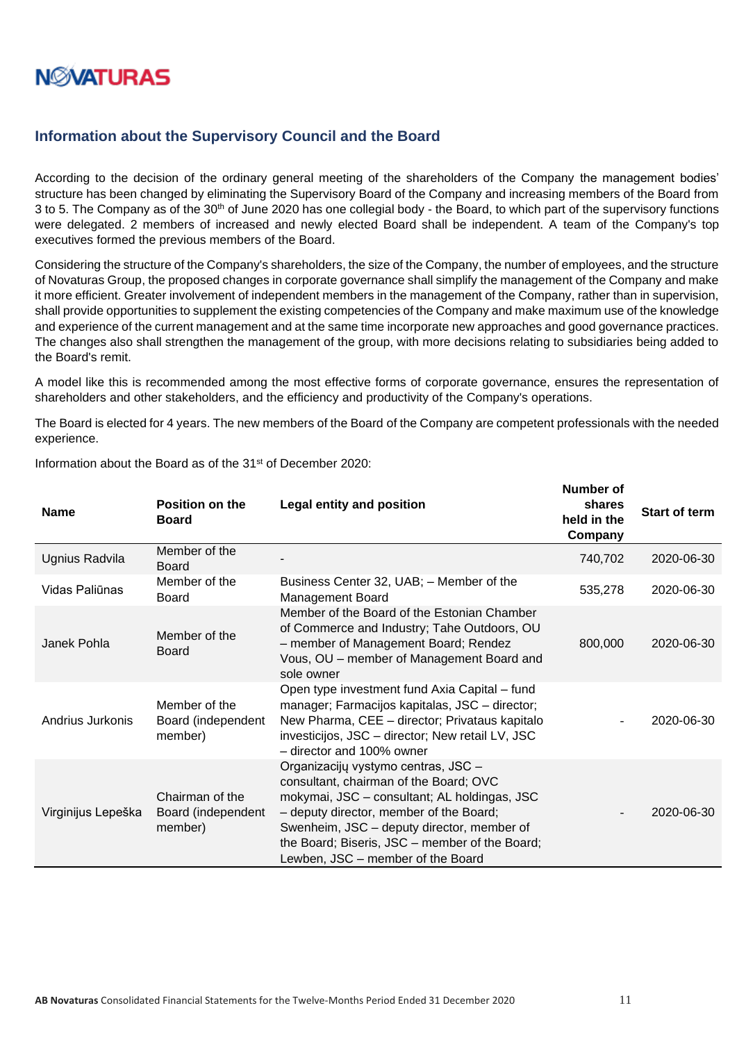## Information about the Supervisory Council and the Board

According to the decision of the ordinary general meeting of the shareholders of the Company the management bodies' structure has been changed by eliminating the Supervisory Board of the Company and increasing members of the Board from 3 to 5. The Company as of the 30th of June 2020 has one collegial body - the Board, to which part of the supervisory functions were delegated. 2 members of increased and newly elected Board shall be independent. A team of the Company's top executives formed the previous members of the Board.

Considering the structure of the Company's shareholders, the size of the Company, the number of employees, and the structure of Novaturas Group, the proposed changes in corporate governance shall simplify the management of the Company and make it more efficient. Greater involvement of independent members in the management of the Company, rather than in supervision, shall provide opportunities to supplement the existing competencies of the Company and make maximum use of the knowledge and experience of the current management and at the same time incorporate new approaches and good governance practices. The changes also shall strengthen the management of the group, with more decisions relating to subsidiaries being added to the Board's remit.

A model like this is recommended among the most effective forms of corporate governance, ensures the representation of shareholders and other stakeholders, and the efficiency and productivity of the Company's operations.

The Board is elected for 4 years. The new members of the Board of the Company are competent professionals with the needed experience.

Information about the Board as of the 31st of December 2020:

| Name | Position on the Board | Legal entity and position | Number of shares held in the Company | Start of term |
|---|---|---|---|---|
| Ugnius Radvila | Member of the Board | - | 740,702 | 2020-06-30 |
| Vidas Paliūnas | Member of the Board | Business Center 32, UAB; – Member of the Management Board | 535,278 | 2020-06-30 |
| Janek Pohla | Member of the Board | Member of the Board of the Estonian Chamber of Commerce and Industry; Tahe Outdoors, OU – member of Management Board; Rendez Vous, OU – member of Management Board and sole owner | 800,000 | 2020-06-30 |
| Andrius Jurkonis | Member of the Board (independent member) | Open type investment fund Axia Capital – fund manager; Farmacijos kapitalas, JSC – director; New Pharma, CEE – director; Privataus kapitalo investicijos, JSC – director; New retail LV, JSC – director and 100% owner | - | 2020-06-30 |
| Virginijus Lepeška | Chairman of the Board (independent member) | Organizacijų vystymo centras, JSC – consultant, chairman of the Board; OVC mokymai, JSC – consultant; AL holdingas, JSC – deputy director, member of the Board; Swenheim, JSC – deputy director, member of the Board; Biseris, JSC – member of the Board; Lewben, JSC – member of the Board | - | 2020-06-30 |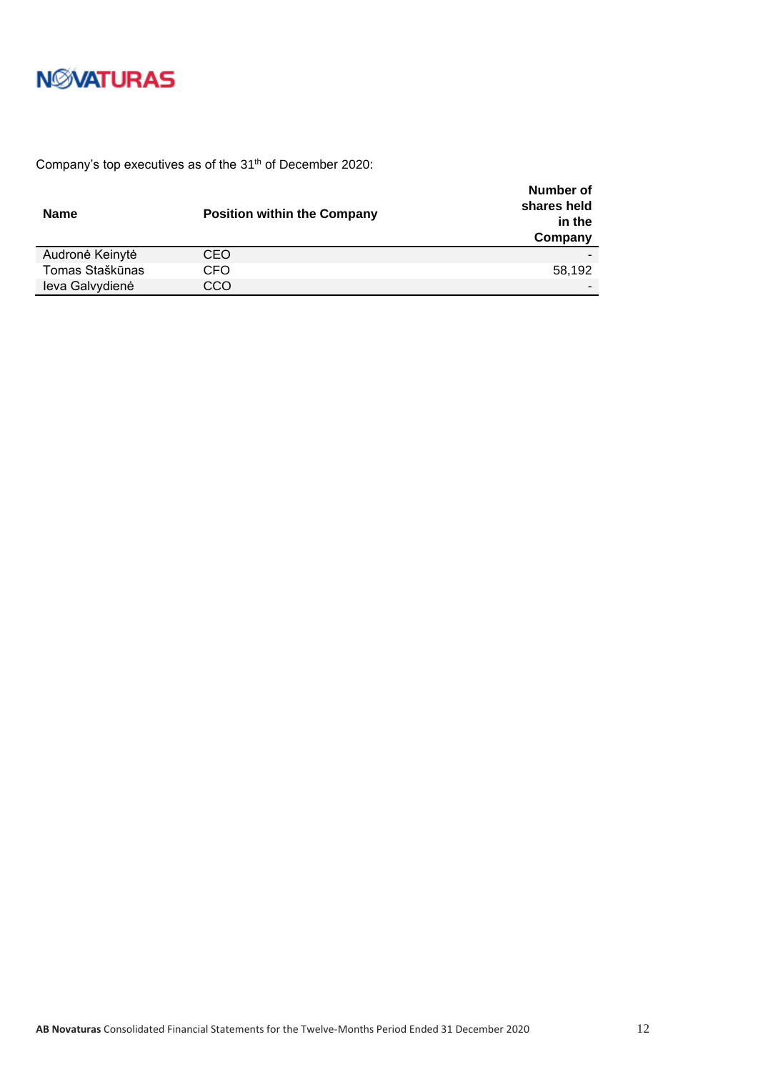Company’s top executives as of the 31th of December 2020:

| Name | Position within the Company | Number of shares held in the Company |
|---|---|---|
| Audronė Keinytė | CEO | - |
| Tomas Staškūnas | CFO | 58,192 |
| Ieva Galvydienė | CCO | - |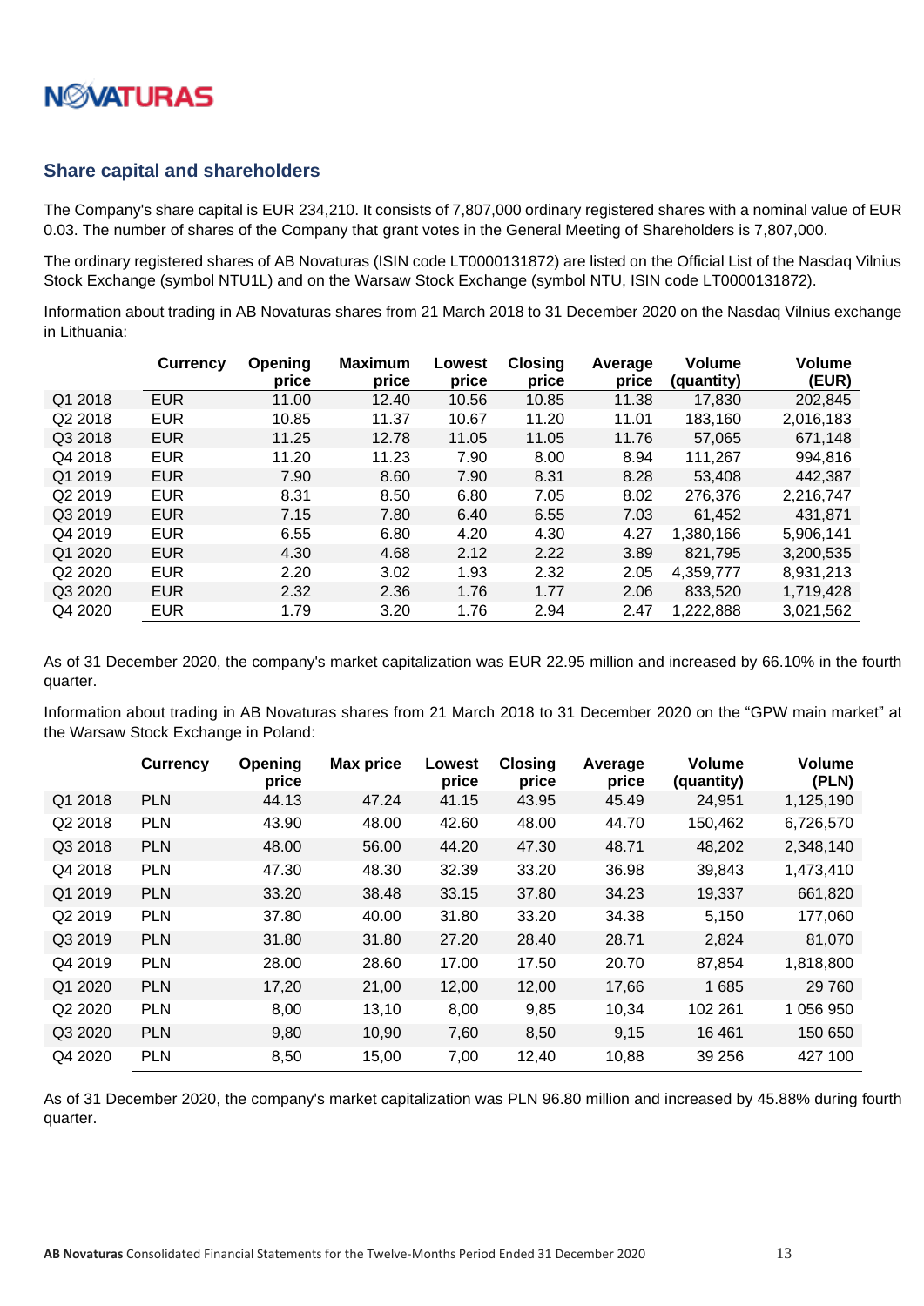## Share capital and shareholders

The Company's share capital is EUR 234,210. It consists of 7,807,000 ordinary registered shares with a nominal value of EUR 0.03. The number of shares of the Company that grant votes in the General Meeting of Shareholders is 7,807,000.

The ordinary registered shares of AB Novaturas (ISIN code LT0000131872) are listed on the Official List of the Nasdaq Vilnius Stock Exchange (symbol NTU1L) and on the Warsaw Stock Exchange (symbol NTU, ISIN code LT0000131872).

Information about trading in AB Novaturas shares from 21 March 2018 to 31 December 2020 on the Nasdaq Vilnius exchange in Lithuania:

| | Currency | Opening price | Maximum price | Lowest price | Closing price | Average price | Volume (quantity) | Volume (EUR) |
|---|---|---|---|---|---|---|---|---|
| Q1 2018 | EUR | 11.00 | 12.40 | 10.56 | 10.85 | 11.38 | 17,830 | 202,845 |
| Q2 2018 | EUR | 10.85 | 11.37 | 10.67 | 11.20 | 11.01 | 183,160 | 2,016,183 |
| Q3 2018 | EUR | 11.25 | 12.78 | 11.05 | 11.05 | 11.76 | 57,065 | 671,148 |
| Q4 2018 | EUR | 11.20 | 11.23 | 7.90 | 8.00 | 8.94 | 111,267 | 994,816 |
| Q1 2019 | EUR | 7.90 | 8.60 | 7.90 | 8.31 | 8.28 | 53,408 | 442,387 |
| Q2 2019 | EUR | 8.31 | 8.50 | 6.80 | 7.05 | 8.02 | 276,376 | 2,216,747 |
| Q3 2019 | EUR | 7.15 | 7.80 | 6.40 | 6.55 | 7.03 | 61,452 | 431,871 |
| Q4 2019 | EUR | 6.55 | 6.80 | 4.20 | 4.30 | 4.27 | 1,380,166 | 5,906,141 |
| Q1 2020 | EUR | 4.30 | 4.68 | 2.12 | 2.22 | 3.89 | 821,795 | 3,200,535 |
| Q2 2020 | EUR | 2.20 | 3.02 | 1.93 | 2.32 | 2.05 | 4,359,777 | 8,931,213 |
| Q3 2020 | EUR | 2.32 | 2.36 | 1.76 | 1.77 | 2.06 | 833,520 | 1,719,428 |
| Q4 2020 | EUR | 1.79 | 3.20 | 1.76 | 2.94 | 2.47 | 1,222,888 | 3,021,562 |

As of 31 December 2020, the company's market capitalization was EUR 22.95 million and increased by 66.10% in the fourth quarter.

Information about trading in AB Novaturas shares from 21 March 2018 to 31 December 2020 on the "GPW main market" at the Warsaw Stock Exchange in Poland:

| | Currency | Opening price | Max price | Lowest price | Closing price | Average price | Volume (quantity) | Volume (PLN) |
|---|---|---|---|---|---|---|---|---|
| Q1 2018 | PLN | 44.13 | 47.24 | 41.15 | 43.95 | 45.49 | 24,951 | 1,125,190 |
| Q2 2018 | PLN | 43.90 | 48.00 | 42.60 | 48.00 | 44.70 | 150,462 | 6,726,570 |
| Q3 2018 | PLN | 48.00 | 56.00 | 44.20 | 47.30 | 48.71 | 48,202 | 2,348,140 |
| Q4 2018 | PLN | 47.30 | 48.30 | 32.39 | 33.20 | 36.98 | 39,843 | 1,473,410 |
| Q1 2019 | PLN | 33.20 | 38.48 | 33.15 | 37.80 | 34.23 | 19,337 | 661,820 |
| Q2 2019 | PLN | 37.80 | 40.00 | 31.80 | 33.20 | 34.38 | 5,150 | 177,060 |
| Q3 2019 | PLN | 31.80 | 31.80 | 27.20 | 28.40 | 28.71 | 2,824 | 81,070 |
| Q4 2019 | PLN | 28.00 | 28.60 | 17.00 | 17.50 | 20.70 | 87,854 | 1,818,800 |
| Q1 2020 | PLN | 17,20 | 21,00 | 12,00 | 12,00 | 17,66 | 1 685 | 29 760 |
| Q2 2020 | PLN | 8,00 | 13,10 | 8,00 | 9,85 | 10,34 | 102 261 | 1 056 950 |
| Q3 2020 | PLN | 9,80 | 10,90 | 7,60 | 8,50 | 9,15 | 16 461 | 150 650 |
| Q4 2020 | PLN | 8,50 | 15,00 | 7,00 | 12,40 | 10,88 | 39 256 | 427 100 |

As of 31 December 2020, the company's market capitalization was PLN 96.80 million and increased by 45.88% during fourth quarter.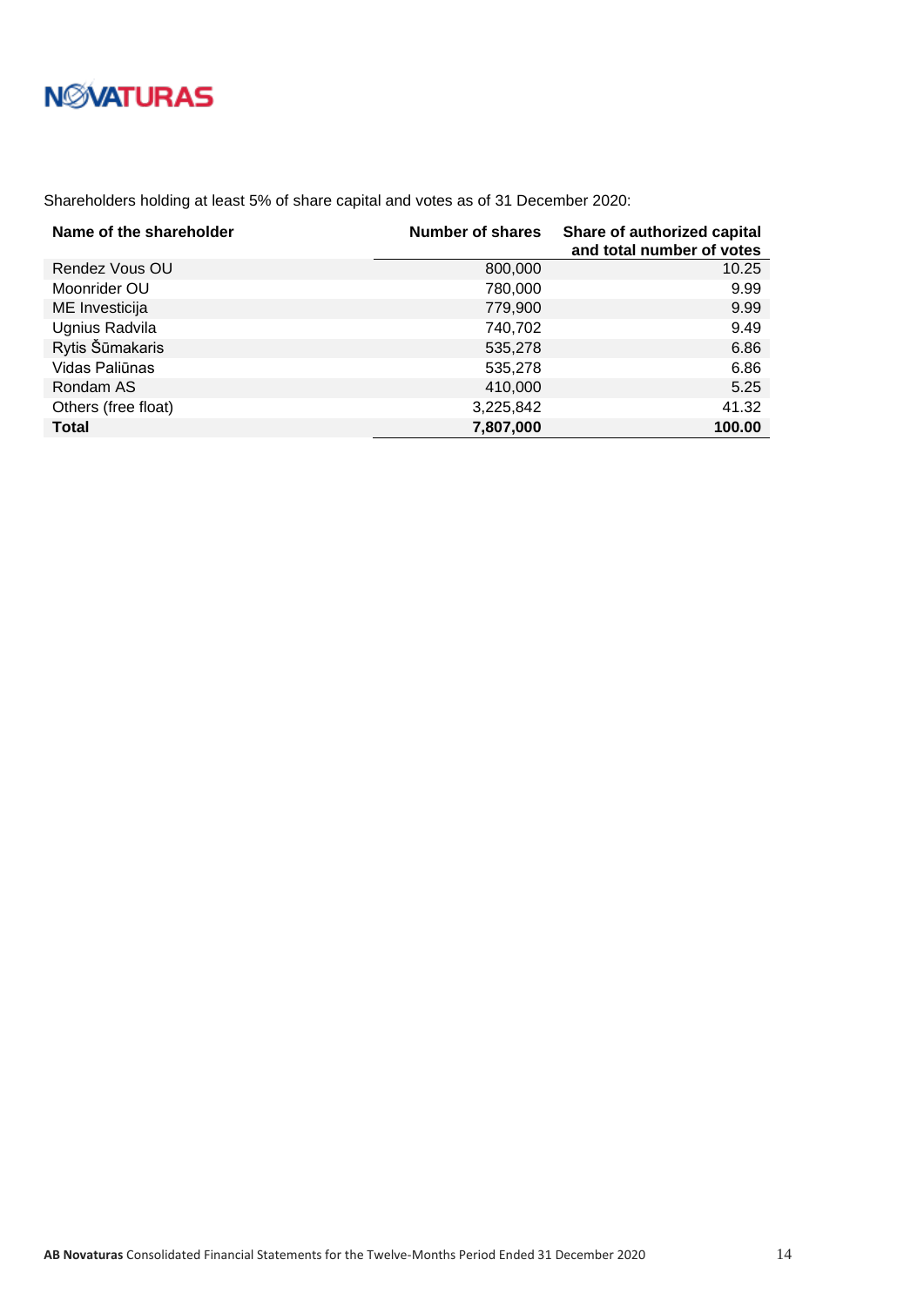Shareholders holding at least 5% of share capital and votes as of 31 December 2020:

| Name of the shareholder | Number of shares | Share of authorized capital and total number of votes |
|---|---|---|
| Rendez Vous OU | 800,000 | 10.25 |
| Moonrider OU | 780,000 | 9.99 |
| ME Investicija | 779,900 | 9.99 |
| Ugnius Radvila | 740,702 | 9.49 |
| Rytis Šūmakaris | 535,278 | 6.86 |
| Vidas Paliūnas | 535,278 | 6.86 |
| Rondam AS | 410,000 | 5.25 |
| Others (free float) | 3,225,842 | 41.32 |
| **Total** | **7,807,000** | **100.00** |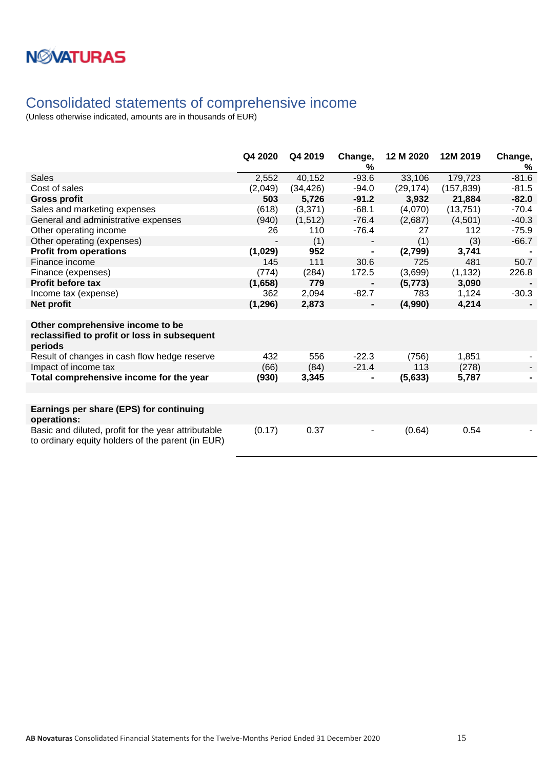# Consolidated statements of comprehensive income

(Unless otherwise indicated, amounts are in thousands of EUR)

| | Q4 2020 | Q4 2019 | Change, % | 12 M 2020 | 12M 2019 | Change, % |
|---|---|---|---|---|---|---|
| Sales | 2,552 | 40,152 | -93.6 | 33,106 | 179,723 | -81.6 |
| Cost of sales | (2,049) | (34,426) | -94.0 | (29,174) | (157,839) | -81.5 |
| **Gross profit** | **503** | **5,726** | **-91.2** | **3,932** | **21,884** | **-82.0** |
| Sales and marketing expenses | (618) | (3,371) | -68.1 | (4,070) | (13,751) | -70.4 |
| General and administrative expenses | (940) | (1,512) | -76.4 | (2,687) | (4,501) | -40.3 |
| Other operating income | 26 | 110 | -76.4 | 27 | 112 | -75.9 |
| Other operating (expenses) | - | (1) | - | (1) | (3) | -66.7 |
| **Profit from operations** | **(1,029)** | **952** | **-** | **(2,799)** | **3,741** | **-** |
| Finance income | 145 | 111 | 30.6 | 725 | 481 | 50.7 |
| Finance (expenses) | (774) | (284) | 172.5 | (3,699) | (1,132) | 226.8 |
| **Profit before tax** | **(1,658)** | **779** | **-** | **(5,773)** | **3,090** | **-** |
| Income tax (expense) | 362 | 2,094 | -82.7 | 783 | 1,124 | -30.3 |
| **Net profit** | **(1,296)** | **2,873** | **-** | **(4,990)** | **4,214** | **-** |
| | | | | | | |
| **Other comprehensive income to be reclassified to profit or loss in subsequent periods** | | | | | | |
| Result of changes in cash flow hedge reserve | 432 | 556 | -22.3 | (756) | 1,851 | - |
| Impact of income tax | (66) | (84) | -21.4 | 113 | (278) | - |
| **Total comprehensive income for the year** | **(930)** | **3,345** | **-** | **(5,633)** | **5,787** | **-** |
| | | | | | | |
| **Earnings per share (EPS) for continuing operations:** | | | | | | |
| Basic and diluted, profit for the year attributable to ordinary equity holders of the parent (in EUR) | (0.17) | 0.37 | - | (0.64) | 0.54 | - |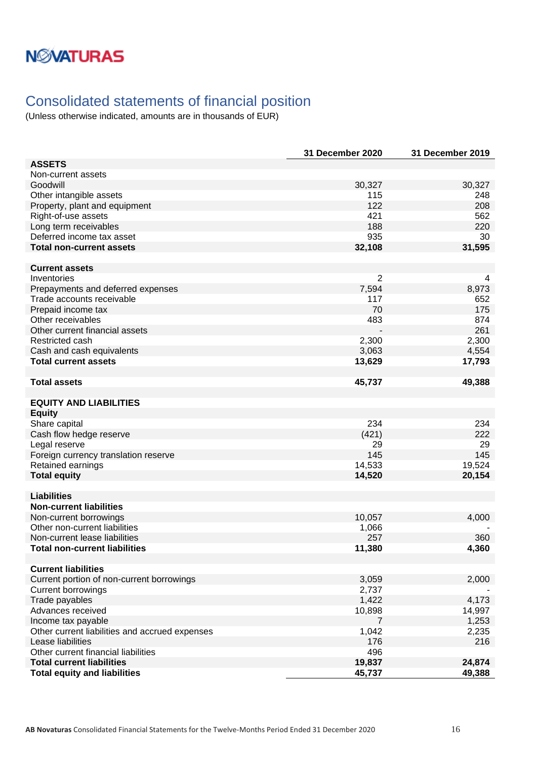NOVATURAS

# Consolidated statements of financial position

(Unless otherwise indicated, amounts are in thousands of EUR)

| | 31 December 2020 | 31 December 2019 |
|---|---|---|
| **ASSETS** | | |
| Non-current assets | | |
| Goodwill | 30,327 | 30,327 |
| Other intangible assets | 115 | 248 |
| Property, plant and equipment | 122 | 208 |
| Right-of-use assets | 421 | 562 |
| Long term receivables | 188 | 220 |
| Deferred income tax asset | 935 | 30 |
| **Total non-current assets** | **32,108** | **31,595** |
| | | |
| **Current assets** | | |
| Inventories | 2 | 4 |
| Prepayments and deferred expenses | 7,594 | 8,973 |
| Trade accounts receivable | 117 | 652 |
| Prepaid income tax | 70 | 175 |
| Other receivables | 483 | 874 |
| Other current financial assets | - | 261 |
| Restricted cash | 2,300 | 2,300 |
| Cash and cash equivalents | 3,063 | 4,554 |
| **Total current assets** | **13,629** | **17,793** |
| | | |
| **Total assets** | **45,737** | **49,388** |
| | | |
| **EQUITY AND LIABILITIES** | | |
| **Equity** | | |
| Share capital | 234 | 234 |
| Cash flow hedge reserve | (421) | 222 |
| Legal reserve | 29 | 29 |
| Foreign currency translation reserve | 145 | 145 |
| Retained earnings | 14,533 | 19,524 |
| **Total equity** | **14,520** | **20,154** |
| | | |
| **Liabilities** | | |
| **Non-current liabilities** | | |
| Non-current borrowings | 10,057 | 4,000 |
| Other non-current liabilities | 1,066 | - |
| Non-current lease liabilities | 257 | 360 |
| **Total non-current liabilities** | **11,380** | **4,360** |
| | | |
| **Current liabilities** | | |
| Current portion of non-current borrowings | 3,059 | 2,000 |
| Current borrowings | 2,737 | - |
| Trade payables | 1,422 | 4,173 |
| Advances received | 10,898 | 14,997 |
| Income tax payable | 7 | 1,253 |
| Other current liabilities and accrued expenses | 1,042 | 2,235 |
| Lease liabilities | 176 | 216 |
| Other current financial liabilities | 496 | |
| **Total current liabilities** | **19,837** | **24,874** |
| **Total equity and liabilities** | **45,737** | **49,388** |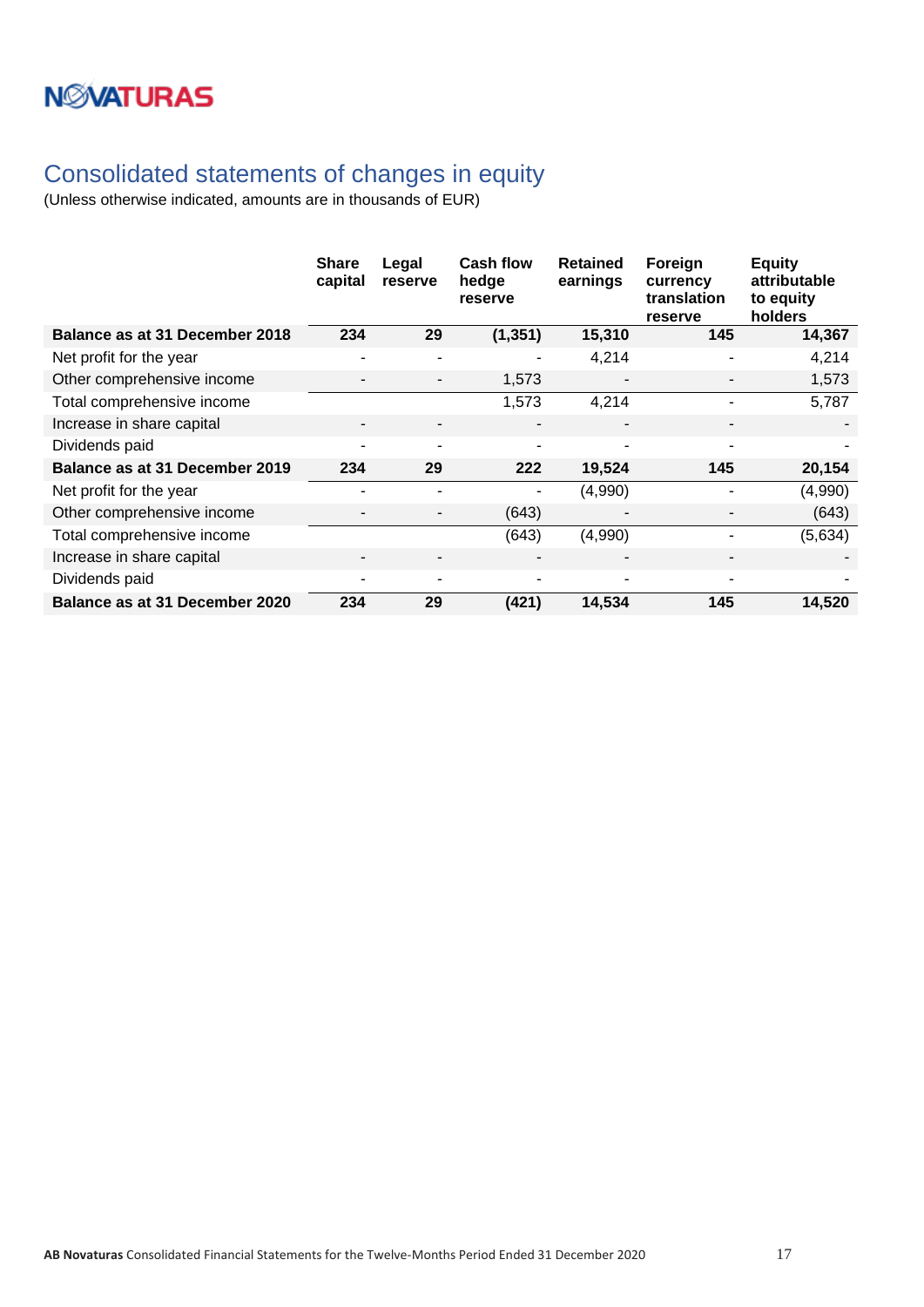NOVATURAS

# Consolidated statements of changes in equity

(Unless otherwise indicated, amounts are in thousands of EUR)

| | Share capital | Legal reserve | Cash flow hedge reserve | Retained earnings | Foreign currency translation reserve | Equity attributable to equity holders |
|---|---|---|---|---|---|---|
| **Balance as at 31 December 2018** | **234** | **29** | **(1,351)** | **15,310** | **145** | **14,367** |
| Net profit for the year | - | - | - | 4,214 | - | 4,214 |
| Other comprehensive income | - | - | 1,573 | - | - | 1,573 |
| Total comprehensive income | | | 1,573 | 4,214 | - | 5,787 |
| Increase in share capital | - | - | - | - | - | - |
| Dividends paid | - | - | - | - | - | - |
| **Balance as at 31 December 2019** | **234** | **29** | **222** | **19,524** | **145** | **20,154** |
| Net profit for the year | - | - | - | (4,990) | - | (4,990) |
| Other comprehensive income | - | - | (643) | - | - | (643) |
| Total comprehensive income | | | (643) | (4,990) | - | (5,634) |
| Increase in share capital | - | - | - | - | - | - |
| Dividends paid | - | - | - | - | - | - |
| **Balance as at 31 December 2020** | **234** | **29** | **(421)** | **14,534** | **145** | **14,520** |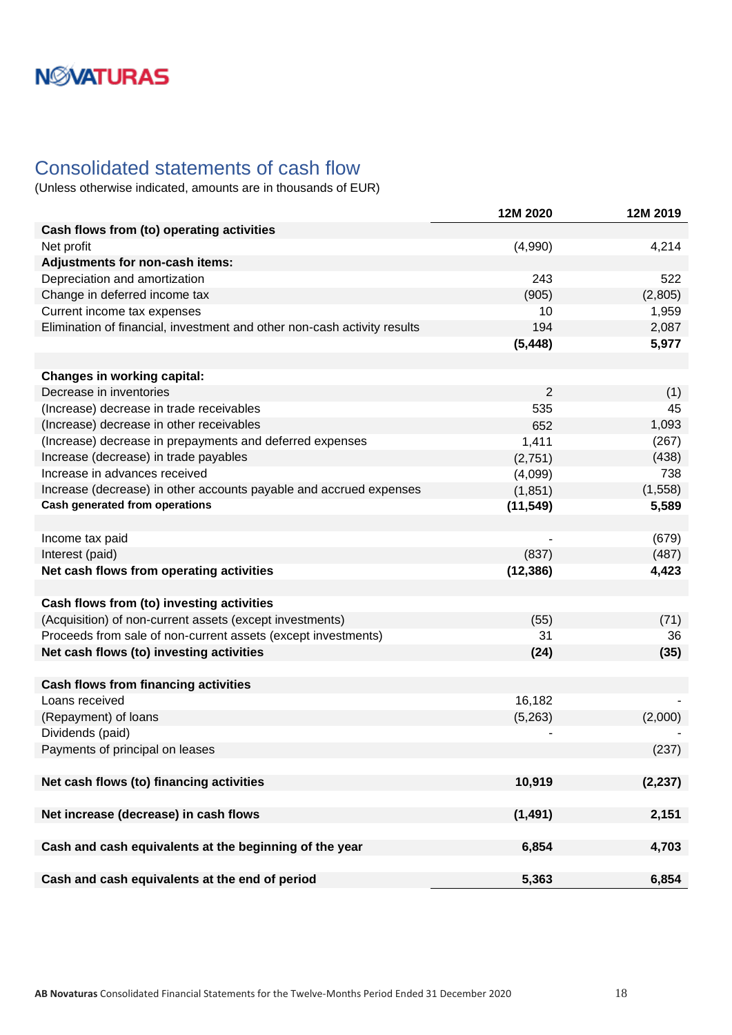NOVATURAS

# Consolidated statements of cash flow

(Unless otherwise indicated, amounts are in thousands of EUR)

| | 12M 2020 | 12M 2019 |
|---|---|---|
| **Cash flows from (to) operating activities** | | |
| Net profit | (4,990) | 4,214 |
| **Adjustments for non-cash items:** | | |
| Depreciation and amortization | 243 | 522 |
| Change in deferred income tax | (905) | (2,805) |
| Current income tax expenses | 10 | 1,959 |
| Elimination of financial, investment and other non-cash activity results | 194 | 2,087 |
| | **(5,448)** | **5,977** |
| | | |
| **Changes in working capital:** | | |
| Decrease in inventories | 2 | (1) |
| (Increase) decrease in trade receivables | 535 | 45 |
| (Increase) decrease in other receivables | 652 | 1,093 |
| (Increase) decrease in prepayments and deferred expenses | 1,411 | (267) |
| Increase (decrease) in trade payables | (2,751) | (438) |
| Increase in advances received | (4,099) | 738 |
| Increase (decrease) in other accounts payable and accrued expenses | (1,851) | (1,558) |
| **Cash generated from operations** | **(11,549)** | **5,589** |
| | | |
| Income tax paid | - | (679) |
| Interest (paid) | (837) | (487) |
| **Net cash flows from operating activities** | **(12,386)** | **4,423** |
| | | |
| **Cash flows from (to) investing activities** | | |
| (Acquisition) of non-current assets (except investments) | (55) | (71) |
| Proceeds from sale of non-current assets (except investments) | 31 | 36 |
| **Net cash flows (to) investing activities** | **(24)** | **(35)** |
| | | |
| **Cash flows from financing activities** | | |
| Loans received | 16,182 | - |
| (Repayment) of loans | (5,263) | (2,000) |
| Dividends (paid) | - | - |
| Payments of principal on leases | | (237) |
| | | |
| **Net cash flows (to) financing activities** | **10,919** | **(2,237)** |
| | | |
| **Net increase (decrease) in cash flows** | **(1,491)** | **2,151** |
| | | |
| **Cash and cash equivalents at the beginning of the year** | **6,854** | **4,703** |
| | | |
| **Cash and cash equivalents at the end of period** | **5,363** | **6,854** |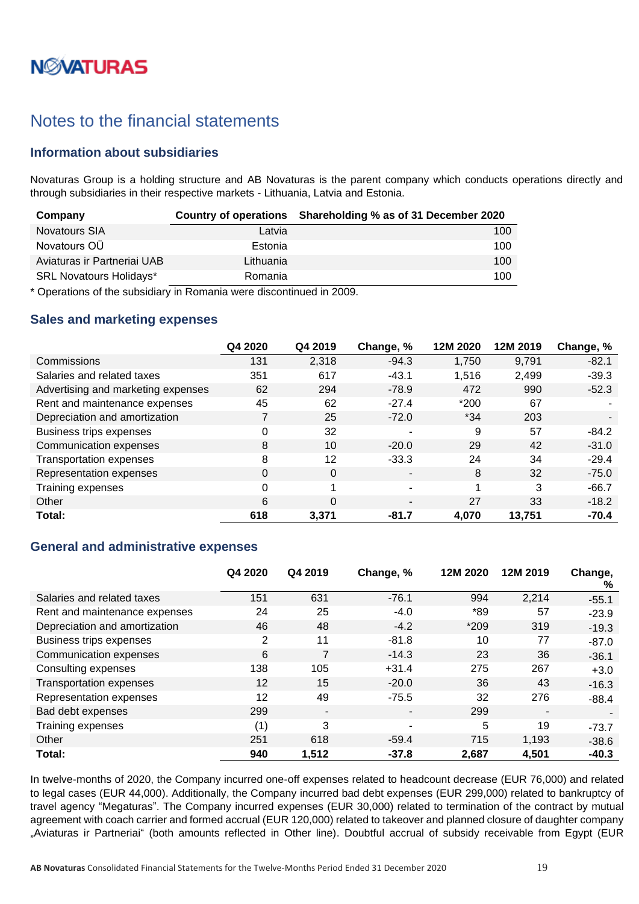# Notes to the financial statements

## Information about subsidiaries

Novaturas Group is a holding structure and AB Novaturas is the parent company which conducts operations directly and through subsidiaries in their respective markets - Lithuania, Latvia and Estonia.

| Company | Country of operations | Shareholding % as of 31 December 2020 |
|---|---|---|
| Novatours SIA | Latvia | 100 |
| Novatours OÜ | Estonia | 100 |
| Aviaturas ir Partneriai UAB | Lithuania | 100 |
| SRL Novatours Holidays* | Romania | 100 |

* Operations of the subsidiary in Romania were discontinued in 2009.

## Sales and marketing expenses

| | Q4 2020 | Q4 2019 | Change, % | 12M 2020 | 12M 2019 | Change, % |
|---|---|---|---|---|---|---|
| Commissions | 131 | 2,318 | -94.3 | 1,750 | 9,791 | -82.1 |
| Salaries and related taxes | 351 | 617 | -43.1 | 1,516 | 2,499 | -39.3 |
| Advertising and marketing expenses | 62 | 294 | -78.9 | 472 | 990 | -52.3 |
| Rent and maintenance expenses | 45 | 62 | -27.4 | *200 | 67 | - |
| Depreciation and amortization | 7 | 25 | -72.0 | *34 | 203 | - |
| Business trips expenses | 0 | 32 | - | 9 | 57 | -84.2 |
| Communication expenses | 8 | 10 | -20.0 | 29 | 42 | -31.0 |
| Transportation expenses | 8 | 12 | -33.3 | 24 | 34 | -29.4 |
| Representation expenses | 0 | 0 | - | 8 | 32 | -75.0 |
| Training expenses | 0 | 1 | - | 1 | 3 | -66.7 |
| Other | 6 | 0 | - | 27 | 33 | -18.2 |
| **Total:** | **618** | **3,371** | **-81.7** | **4,070** | **13,751** | **-70.4** |

## General and administrative expenses

| | Q4 2020 | Q4 2019 | Change, % | 12M 2020 | 12M 2019 | Change, % |
|---|---|---|---|---|---|---|
| Salaries and related taxes | 151 | 631 | -76.1 | 994 | 2,214 | -55.1 |
| Rent and maintenance expenses | 24 | 25 | -4.0 | *89 | 57 | -23.9 |
| Depreciation and amortization | 46 | 48 | -4.2 | *209 | 319 | -19.3 |
| Business trips expenses | 2 | 11 | -81.8 | 10 | 77 | -87.0 |
| Communication expenses | 6 | 7 | -14.3 | 23 | 36 | -36.1 |
| Consulting expenses | 138 | 105 | +31.4 | 275 | 267 | +3.0 |
| Transportation expenses | 12 | 15 | -20.0 | 36 | 43 | -16.3 |
| Representation expenses | 12 | 49 | -75.5 | 32 | 276 | -88.4 |
| Bad debt expenses | 299 | - | - | 299 | - | - |
| Training expenses | (1) | 3 | - | 5 | 19 | -73.7 |
| Other | 251 | 618 | -59.4 | 715 | 1,193 | -38.6 |
| **Total:** | **940** | **1,512** | **-37.8** | **2,687** | **4,501** | **-40.3** |

In twelve-months of 2020, the Company incurred one-off expenses related to headcount decrease (EUR 76,000) and related to legal cases (EUR 44,000). Additionally, the Company incurred bad debt expenses (EUR 299,000) related to bankruptcy of travel agency "Megaturas". The Company incurred expenses (EUR 30,000) related to termination of the contract by mutual agreement with coach carrier and formed accrual (EUR 120,000) related to takeover and planned closure of daughter company „Aviaturas ir Partneriai" (both amounts reflected in Other line). Doubtful accrual of subsidy receivable from Egypt (EUR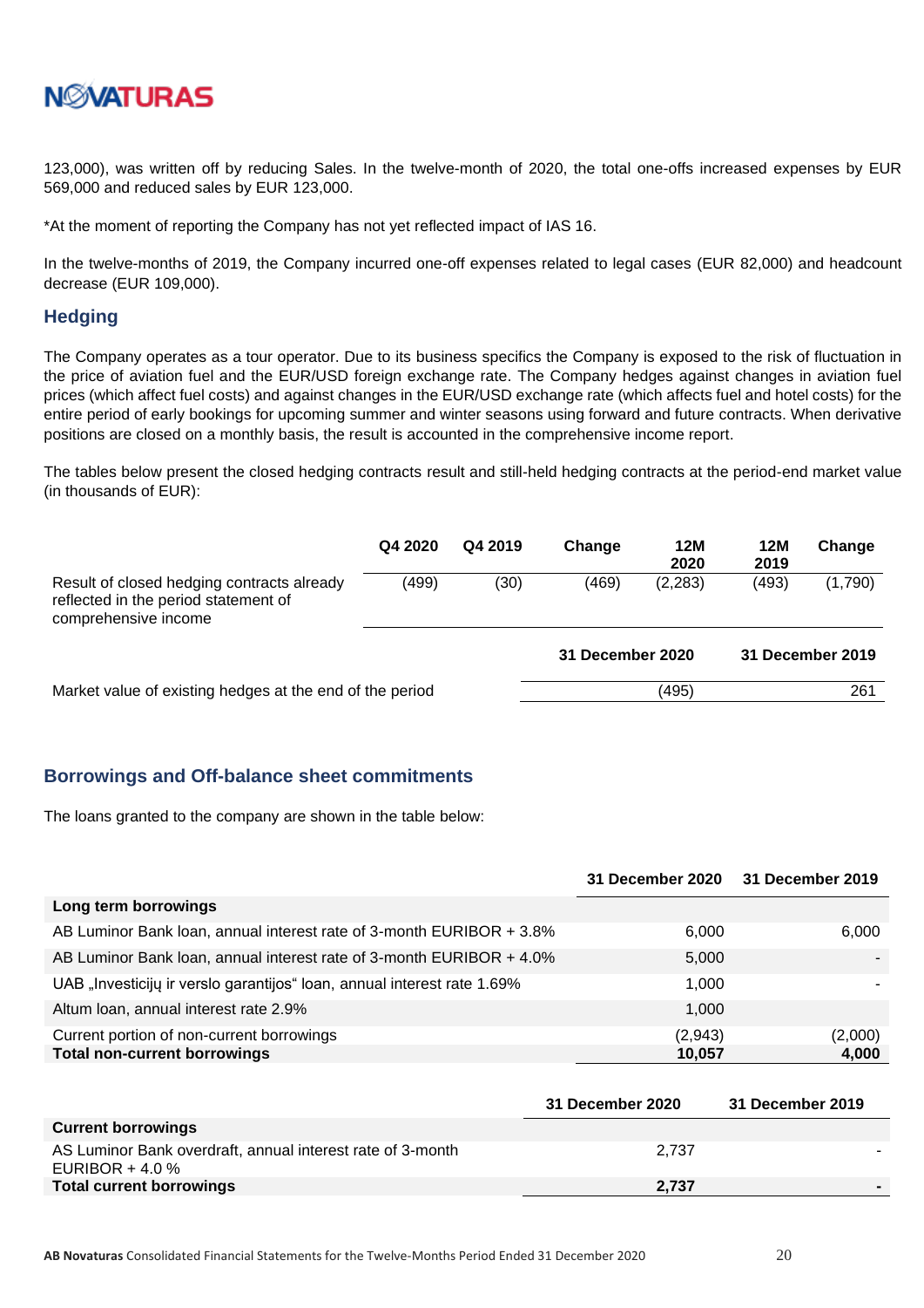123,000), was written off by reducing Sales. In the twelve-month of 2020, the total one-offs increased expenses by EUR 569,000 and reduced sales by EUR 123,000.

*At the moment of reporting the Company has not yet reflected impact of IAS 16.

In the twelve-months of 2019, the Company incurred one-off expenses related to legal cases (EUR 82,000) and headcount decrease (EUR 109,000).

## Hedging

The Company operates as a tour operator. Due to its business specifics the Company is exposed to the risk of fluctuation in the price of aviation fuel and the EUR/USD foreign exchange rate. The Company hedges against changes in aviation fuel prices (which affect fuel costs) and against changes in the EUR/USD exchange rate (which affects fuel and hotel costs) for the entire period of early bookings for upcoming summer and winter seasons using forward and future contracts. When derivative positions are closed on a monthly basis, the result is accounted in the comprehensive income report.

The tables below present the closed hedging contracts result and still-held hedging contracts at the period-end market value (in thousands of EUR):

| | Q4 2020 | Q4 2019 | Change | 12M 2020 | 12M 2019 | Change |
|---|---|---|---|---|---|---|
| Result of closed hedging contracts already reflected in the period statement of comprehensive income | (499) | (30) | (469) | (2,283) | (493) | (1,790) |

| | 31 December 2020 | 31 December 2019 |
|---|---|---|
| Market value of existing hedges at the end of the period | (495) | 261 |

## Borrowings and Off-balance sheet commitments

The loans granted to the company are shown in the table below:

| | 31 December 2020 | 31 December 2019 |
|---|---|---|
| **Long term borrowings** | | |
| AB Luminor Bank loan, annual interest rate of 3-month EURIBOR + 3.8% | 6,000 | 6,000 |
| AB Luminor Bank loan, annual interest rate of 3-month EURIBOR + 4.0% | 5,000 | - |
| UAB „Investicijų ir verslo garantijos“ loan, annual interest rate 1.69% | 1,000 | - |
| Altum loan, annual interest rate 2.9% | 1,000 | |
| Current portion of non-current borrowings | (2,943) | (2,000) |
| **Total non-current borrowings** | **10,057** | **4,000** |

| | 31 December 2020 | 31 December 2019 |
|---|---|---|
| **Current borrowings** | | |
| AS Luminor Bank overdraft, annual interest rate of 3-month EURIBOR + 4.0 % | 2,737 | - |
| **Total current borrowings** | **2,737** | **-** |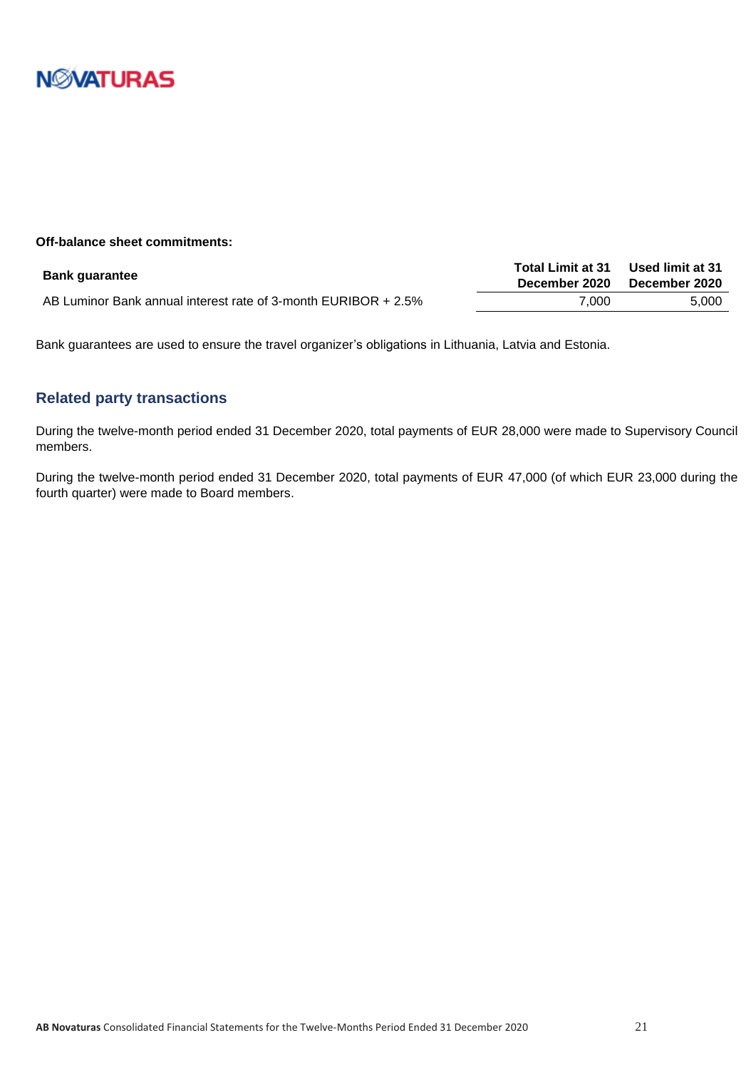**Off-balance sheet commitments:**

| Bank guarantee | Total Limit at 31 December 2020 | Used limit at 31 December 2020 |
|---|---|---|
| AB Luminor Bank annual interest rate of 3-month EURIBOR + 2.5% | 7,000 | 5,000 |

Bank guarantees are used to ensure the travel organizer's obligations in Lithuania, Latvia and Estonia.

## Related party transactions

During the twelve-month period ended 31 December 2020, total payments of EUR 28,000 were made to Supervisory Council members.

During the twelve-month period ended 31 December 2020, total payments of EUR 47,000 (of which EUR 23,000 during the fourth quarter) were made to Board members.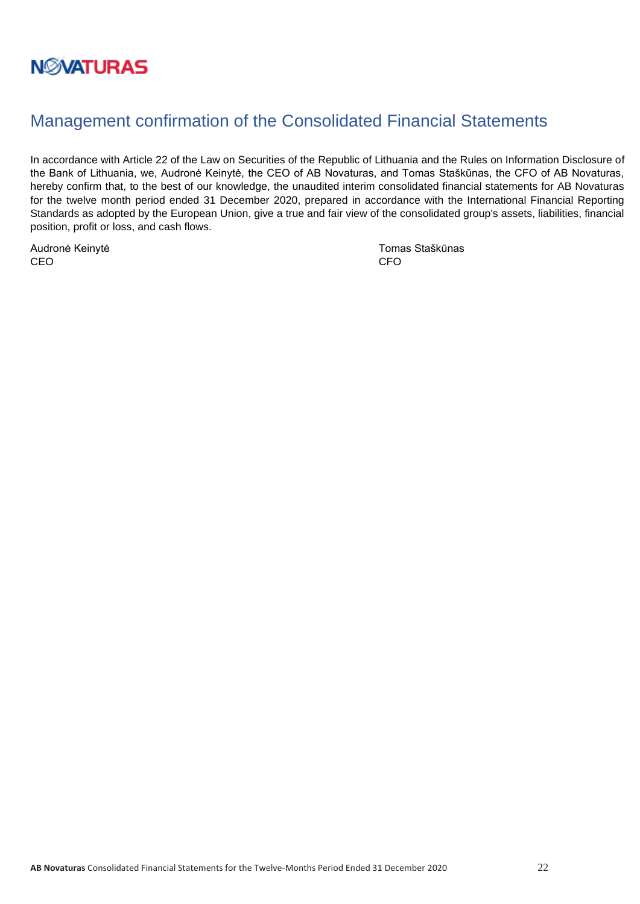NOVATURAS

# Management confirmation of the Consolidated Financial Statements

In accordance with Article 22 of the Law on Securities of the Republic of Lithuania and the Rules on Information Disclosure of the Bank of Lithuania, we, Audronė Keinytė, the CEO of AB Novaturas, and Tomas Staškūnas, the CFO of AB Novaturas, hereby confirm that, to the best of our knowledge, the unaudited interim consolidated financial statements for AB Novaturas for the twelve month period ended 31 December 2020, prepared in accordance with the International Financial Reporting Standards as adopted by the European Union, give a true and fair view of the consolidated group's assets, liabilities, financial position, profit or loss, and cash flows.

Audronė Keinytė
CEO

Tomas Staškūnas
CFO